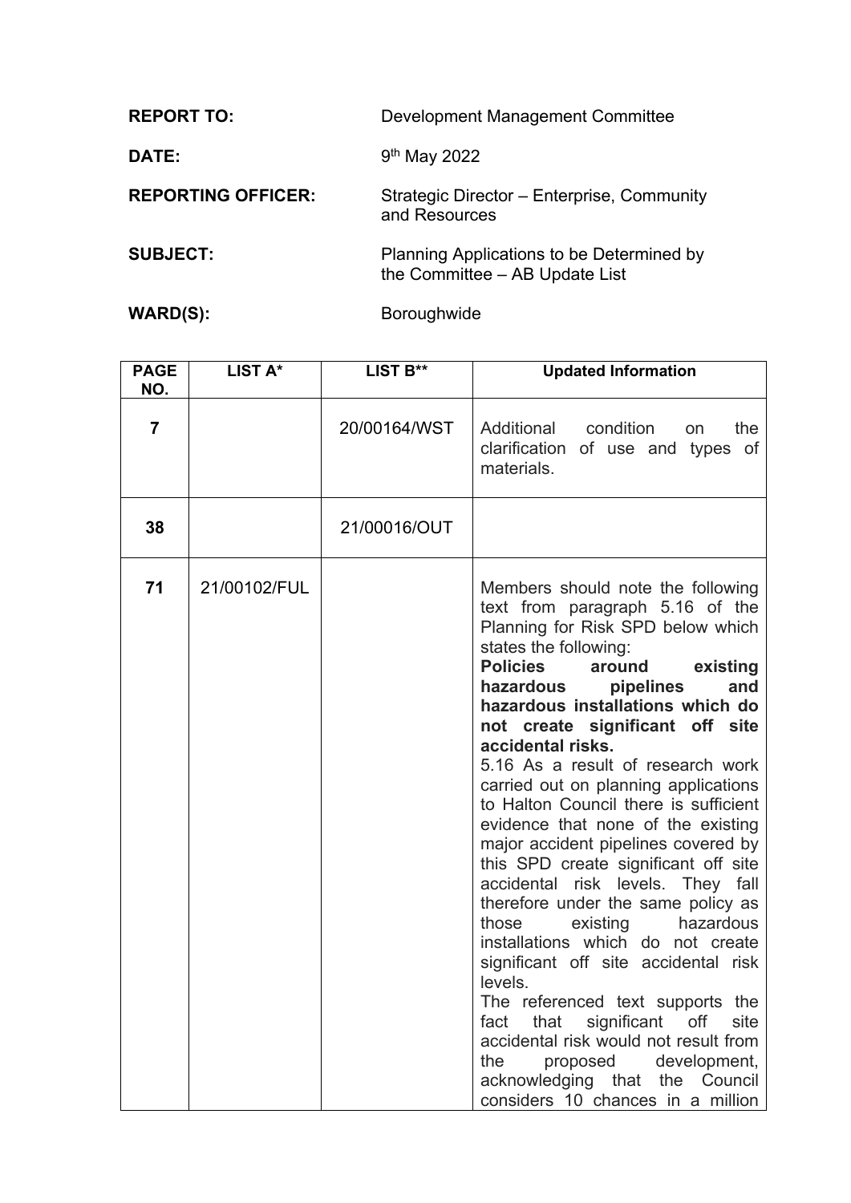| | |
|---|---|
| **REPORT TO:** | Development Management Committee |
| **DATE:** | 9th May 2022 |
| **REPORTING OFFICER:** | Strategic Director – Enterprise, Community and Resources |
| **SUBJECT:** | Planning Applications to be Determined by the Committee – AB Update List |
| **WARD(S):** | Boroughwide |

| PAGE NO. | LIST A* | LIST B** | Updated Information |
|---|---|---|---|
| 7 | | 20/00164/WST | Additional condition on the clarification of use and types of materials. |
| 38 | | 21/00016/OUT | |
| 71 | 21/00102/FUL | | Members should note the following text from paragraph 5.16 of the Planning for Risk SPD below which states the following:<br>**Policies around existing hazardous pipelines and hazardous installations which do not create significant off site accidental risks.**<br>5.16 As a result of research work carried out on planning applications to Halton Council there is sufficient evidence that none of the existing major accident pipelines covered by this SPD create significant off site accidental risk levels. They fall therefore under the same policy as those existing hazardous installations which do not create significant off site accidental risk levels.<br>The referenced text supports the fact that significant off site accidental risk would not result from the proposed development, acknowledging that the Council considers 10 chances in a million |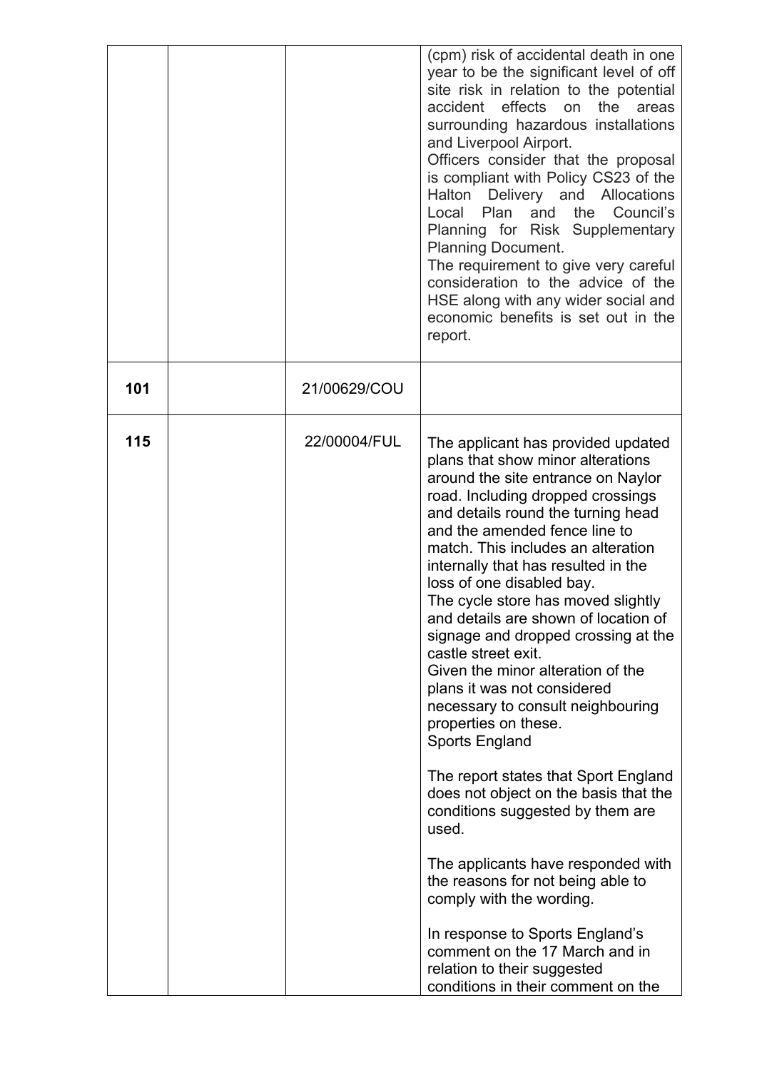| | | | |
|---|---|---|---|
| | | | (cpm) risk of accidental death in one year to be the significant level of off site risk in relation to the potential accident effects on the areas surrounding hazardous installations and Liverpool Airport.<br>Officers consider that the proposal is compliant with Policy CS23 of the Halton Delivery and Allocations Local Plan and the Council's Planning for Risk Supplementary Planning Document.<br>The requirement to give very careful consideration to the advice of the HSE along with any wider social and economic benefits is set out in the report. |
| **101** | | 21/00629/COU | |
| **115** | | 22/00004/FUL | The applicant has provided updated plans that show minor alterations around the site entrance on Naylor road. Including dropped crossings and details round the turning head and the amended fence line to match. This includes an alteration internally that has resulted in the loss of one disabled bay.<br>The cycle store has moved slightly and details are shown of location of signage and dropped crossing at the castle street exit.<br>Given the minor alteration of the plans it was not considered necessary to consult neighbouring properties on these.<br>Sports England<br><br>The report states that Sport England does not object on the basis that the conditions suggested by them are used.<br><br>The applicants have responded with the reasons for not being able to comply with the wording.<br><br>In response to Sports England's comment on the 17 March and in relation to their suggested conditions in their comment on the |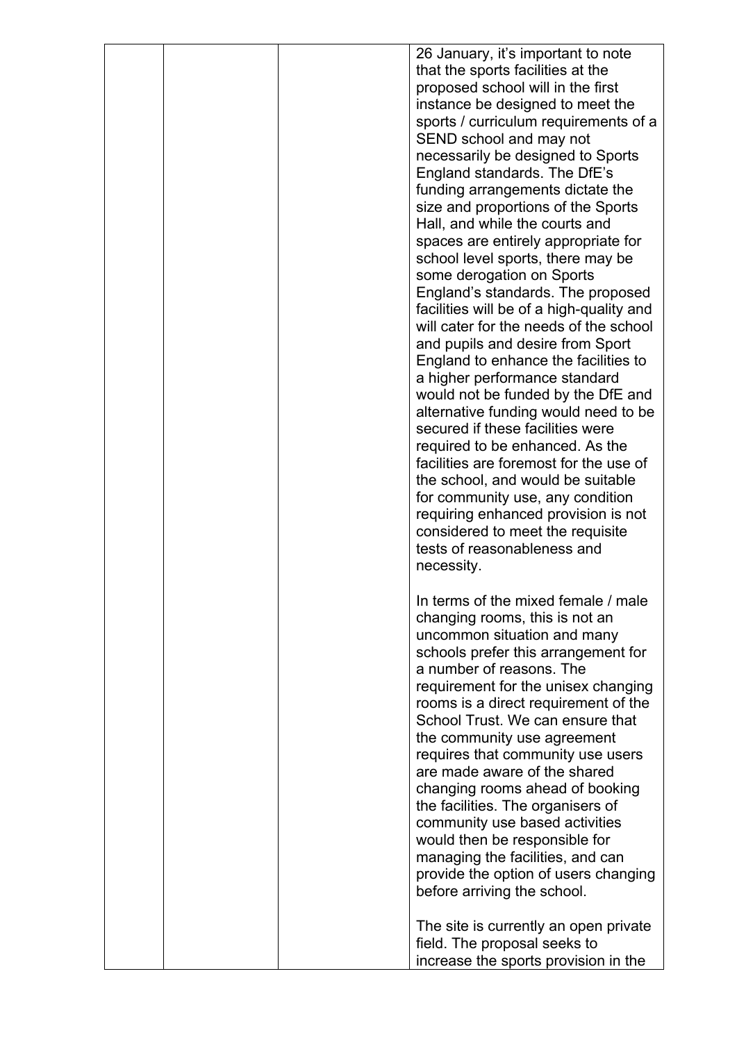| | | | |
|---|---|---|---|
| | | | 26 January, it's important to note that the sports facilities at the proposed school will in the first instance be designed to meet the sports / curriculum requirements of a SEND school and may not necessarily be designed to Sports England standards. The DfE's funding arrangements dictate the size and proportions of the Sports Hall, and while the courts and spaces are entirely appropriate for school level sports, there may be some derogation on Sports England's standards. The proposed facilities will be of a high-quality and will cater for the needs of the school and pupils and desire from Sport England to enhance the facilities to a higher performance standard would not be funded by the DfE and alternative funding would need to be secured if these facilities were required to be enhanced. As the facilities are foremost for the use of the school, and would be suitable for community use, any condition requiring enhanced provision is not considered to meet the requisite tests of reasonableness and necessity.<br><br>In terms of the mixed female / male changing rooms, this is not an uncommon situation and many schools prefer this arrangement for a number of reasons. The requirement for the unisex changing rooms is a direct requirement of the School Trust. We can ensure that the community use agreement requires that community use users are made aware of the shared changing rooms ahead of booking the facilities. The organisers of community use based activities would then be responsible for managing the facilities, and can provide the option of users changing before arriving the school.<br><br>The site is currently an open private field. The proposal seeks to increase the sports provision in the |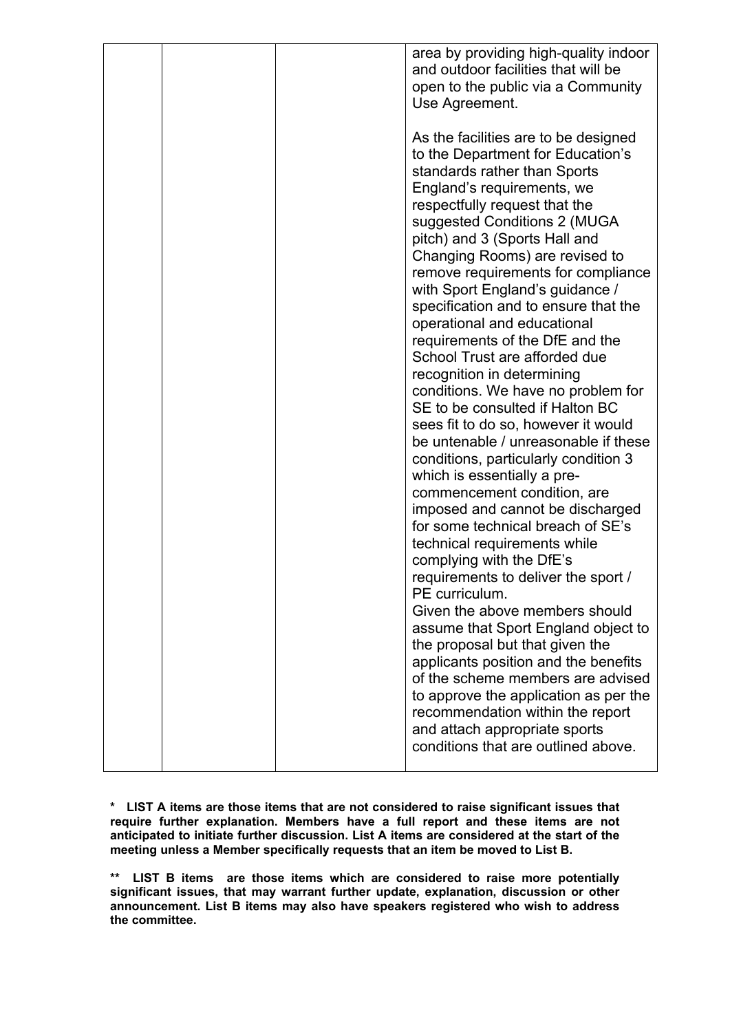| | | | |
|---|---|---|---|
| | | | area by providing high-quality indoor and outdoor facilities that will be open to the public via a Community Use Agreement.<br><br>As the facilities are to be designed to the Department for Education's standards rather than Sports England's requirements, we respectfully request that the suggested Conditions 2 (MUGA pitch) and 3 (Sports Hall and Changing Rooms) are revised to remove requirements for compliance with Sport England's guidance / specification and to ensure that the operational and educational requirements of the DfE and the School Trust are afforded due recognition in determining conditions. We have no problem for SE to be consulted if Halton BC sees fit to do so, however it would be untenable / unreasonable if these conditions, particularly condition 3 which is essentially a pre-commencement condition, are imposed and cannot be discharged for some technical breach of SE's technical requirements while complying with the DfE's requirements to deliver the sport / PE curriculum.<br>Given the above members should assume that Sport England object to the proposal but that given the applicants position and the benefits of the scheme members are advised to approve the application as per the recommendation within the report and attach appropriate sports conditions that are outlined above. |

**\* LIST A items are those items that are not considered to raise significant issues that require further explanation. Members have a full report and these items are not anticipated to initiate further discussion. List A items are considered at the start of the meeting unless a Member specifically requests that an item be moved to List B.**

**\*\* LIST B items are those items which are considered to raise more potentially significant issues, that may warrant further update, explanation, discussion or other announcement. List B items may also have speakers registered who wish to address the committee.**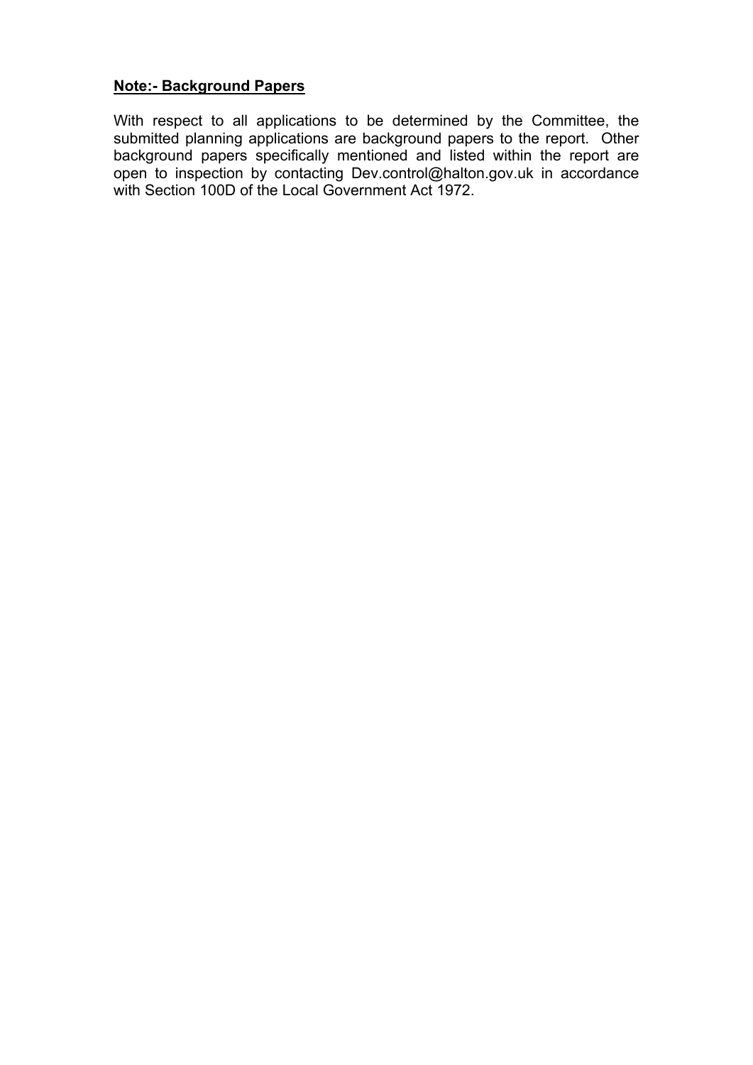**<u>Note:- Background Papers</u>**

With respect to all applications to be determined by the Committee, the submitted planning applications are background papers to the report. Other background papers specifically mentioned and listed within the report are open to inspection by contacting Dev.control@halton.gov.uk in accordance with Section 100D of the Local Government Act 1972.